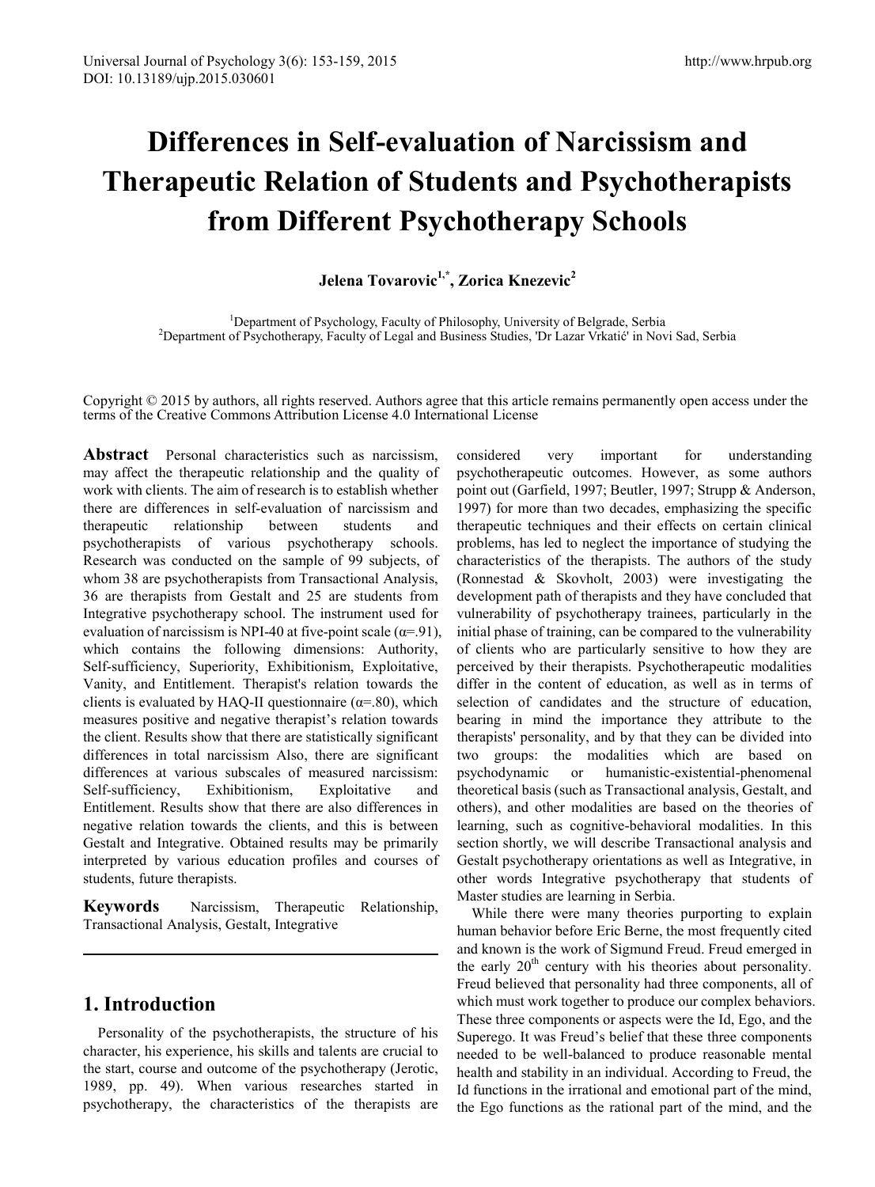# Differences in Self-evaluation of Narcissism and Therapeutic Relation of Students and Psychotherapists from Different Psychotherapy Schools

**Jelena Tovarovic[1,*], Zorica Knezevic[2]**

[1]Department of Psychology, Faculty of Philosophy, University of Belgrade, Serbia
[2]Department of Psychotherapy, Faculty of Legal and Business Studies, 'Dr Lazar Vrkatić' in Novi Sad, Serbia

Copyright © 2015 by authors, all rights reserved. Authors agree that this article remains permanently open access under the terms of the Creative Commons Attribution License 4.0 International License

**Abstract** Personal characteristics such as narcissism, may affect the therapeutic relationship and the quality of work with clients. The aim of research is to establish whether there are differences in self-evaluation of narcissism and therapeutic relationship between students and psychotherapists of various psychotherapy schools. Research was conducted on the sample of 99 subjects, of whom 38 are psychotherapists from Transactional Analysis, 36 are therapists from Gestalt and 25 are students from Integrative psychotherapy school. The instrument used for evaluation of narcissism is NPI-40 at five-point scale ($\alpha$=.91), which contains the following dimensions: Authority, Self-sufficiency, Superiority, Exhibitionism, Exploitative, Vanity, and Entitlement. Therapist's relation towards the clients is evaluated by HAQ-II questionnaire ($\alpha$=.80), which measures positive and negative therapist's relation towards the client. Results show that there are statistically significant differences in total narcissism Also, there are significant differences at various subscales of measured narcissism: Self-sufficiency, Exhibitionism, Exploitative and Entitlement. Results show that there are also differences in negative relation towards the clients, and this is between Gestalt and Integrative. Obtained results may be primarily interpreted by various education profiles and courses of students, future therapists.

**Keywords** Narcissism, Therapeutic Relationship, Transactional Analysis, Gestalt, Integrative

## 1. Introduction

Personality of the psychotherapists, the structure of his character, his experience, his skills and talents are crucial to the start, course and outcome of the psychotherapy (Jerotic, 1989, pp. 49). When various researches started in psychotherapy, the characteristics of the therapists are considered very important for understanding psychotherapeutic outcomes. However, as some authors point out (Garfield, 1997; Beutler, 1997; Strupp & Anderson, 1997) for more than two decades, emphasizing the specific therapeutic techniques and their effects on certain clinical problems, has led to neglect the importance of studying the characteristics of the therapists. The authors of the study (Ronnestad & Skovholt, 2003) were investigating the development path of therapists and they have concluded that vulnerability of psychotherapy trainees, particularly in the initial phase of training, can be compared to the vulnerability of clients who are particularly sensitive to how they are perceived by their therapists. Psychotherapeutic modalities differ in the content of education, as well as in terms of selection of candidates and the structure of education, bearing in mind the importance they attribute to the therapists' personality, and by that they can be divided into two groups: the modalities which are based on psychodynamic or humanistic-existential-phenomenal theoretical basis (such as Transactional analysis, Gestalt, and others), and other modalities are based on the theories of learning, such as cognitive-behavioral modalities. In this section shortly, we will describe Transactional analysis and Gestalt psychotherapy orientations as well as Integrative, in other words Integrative psychotherapy that students of Master studies are learning in Serbia.

While there were many theories purporting to explain human behavior before Eric Berne, the most frequently cited and known is the work of Sigmund Freud. Freud emerged in the early 20th century with his theories about personality. Freud believed that personality had three components, all of which must work together to produce our complex behaviors. These three components or aspects were the Id, Ego, and the Superego. It was Freud's belief that these three components needed to be well-balanced to produce reasonable mental health and stability in an individual. According to Freud, the Id functions in the irrational and emotional part of the mind, the Ego functions as the rational part of the mind, and the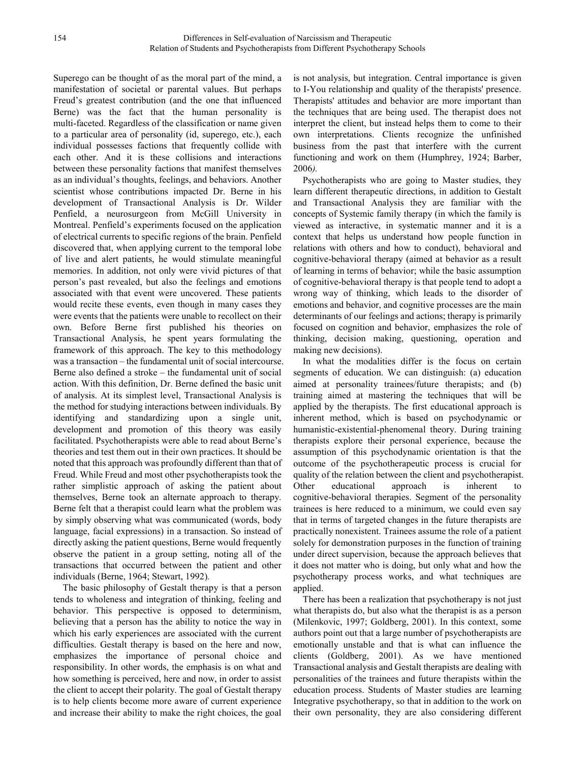Superego can be thought of as the moral part of the mind, a manifestation of societal or parental values. But perhaps Freud's greatest contribution (and the one that influenced Berne) was the fact that the human personality is multi-faceted. Regardless of the classification or name given to a particular area of personality (id, superego, etc.), each individual possesses factions that frequently collide with each other. And it is these collisions and interactions between these personality factions that manifest themselves as an individual's thoughts, feelings, and behaviors. Another scientist whose contributions impacted Dr. Berne in his development of Transactional Analysis is Dr. Wilder Penfield, a neurosurgeon from McGill University in Montreal. Penfield's experiments focused on the application of electrical currents to specific regions of the brain. Penfield discovered that, when applying current to the temporal lobe of live and alert patients, he would stimulate meaningful memories. In addition, not only were vivid pictures of that person's past revealed, but also the feelings and emotions associated with that event were uncovered. These patients would recite these events, even though in many cases they were events that the patients were unable to recollect on their own. Before Berne first published his theories on Transactional Analysis, he spent years formulating the framework of this approach. The key to this methodology was a transaction – the fundamental unit of social intercourse. Berne also defined a stroke – the fundamental unit of social action. With this definition, Dr. Berne defined the basic unit of analysis. At its simplest level, Transactional Analysis is the method for studying interactions between individuals. By identifying and standardizing upon a single unit, development and promotion of this theory was easily facilitated. Psychotherapists were able to read about Berne's theories and test them out in their own practices. It should be noted that this approach was profoundly different than that of Freud. While Freud and most other psychotherapists took the rather simplistic approach of asking the patient about themselves, Berne took an alternate approach to therapy. Berne felt that a therapist could learn what the problem was by simply observing what was communicated (words, body language, facial expressions) in a transaction. So instead of directly asking the patient questions, Berne would frequently observe the patient in a group setting, noting all of the transactions that occurred between the patient and other individuals (Berne, 1964; Stewart, 1992).

The basic philosophy of Gestalt therapy is that a person tends to wholeness and integration of thinking, feeling and behavior. This perspective is opposed to determinism, believing that a person has the ability to notice the way in which his early experiences are associated with the current difficulties. Gestalt therapy is based on the here and now, emphasizes the importance of personal choice and responsibility. In other words, the emphasis is on what and how something is perceived, here and now, in order to assist the client to accept their polarity. The goal of Gestalt therapy is to help clients become more aware of current experience and increase their ability to make the right choices, the goal is not analysis, but integration. Central importance is given to I-You relationship and quality of the therapists' presence. Therapists' attitudes and behavior are more important than the techniques that are being used. The therapist does not interpret the client, but instead helps them to come to their own interpretations. Clients recognize the unfinished business from the past that interfere with the current functioning and work on them (Humphrey, 1924; Barber, 2006*).*

Psychotherapists who are going to Master studies, they learn different therapeutic directions, in addition to Gestalt and Transactional Analysis they are familiar with the concepts of Systemic family therapy (in which the family is viewed as interactive, in systematic manner and it is a context that helps us understand how people function in relations with others and how to conduct), behavioral and cognitive-behavioral therapy (aimed at behavior as a result of learning in terms of behavior; while the basic assumption of cognitive-behavioral therapy is that people tend to adopt a wrong way of thinking, which leads to the disorder of emotions and behavior, and cognitive processes are the main determinants of our feelings and actions; therapy is primarily focused on cognition and behavior, emphasizes the role of thinking, decision making, questioning, operation and making new decisions).

In what the modalities differ is the focus on certain segments of education. We can distinguish: (a) education aimed at personality trainees/future therapists; and (b) training aimed at mastering the techniques that will be applied by the therapists. The first educational approach is inherent method, which is based on psychodynamic or humanistic-existential-phenomenal theory. During training therapists explore their personal experience, because the assumption of this psychodynamic orientation is that the outcome of the psychotherapeutic process is crucial for quality of the relation between the client and psychotherapist. Other educational approach is inherent to cognitive-behavioral therapies. Segment of the personality trainees is here reduced to a minimum, we could even say that in terms of targeted changes in the future therapists are practically nonexistent. Trainees assume the role of a patient solely for demonstration purposes in the function of training under direct supervision, because the approach believes that it does not matter who is doing, but only what and how the psychotherapy process works, and what techniques are applied.

There has been a realization that psychotherapy is not just what therapists do, but also what the therapist is as a person (Milenkovic, 1997; Goldberg, 2001). In this context, some authors point out that a large number of psychotherapists are emotionally unstable and that is what can influence the clients (Goldberg, 2001). As we have mentioned Transactional analysis and Gestalt therapists are dealing with personalities of the trainees and future therapists within the education process. Students of Master studies are learning Integrative psychotherapy, so that in addition to the work on their own personality, they are also considering different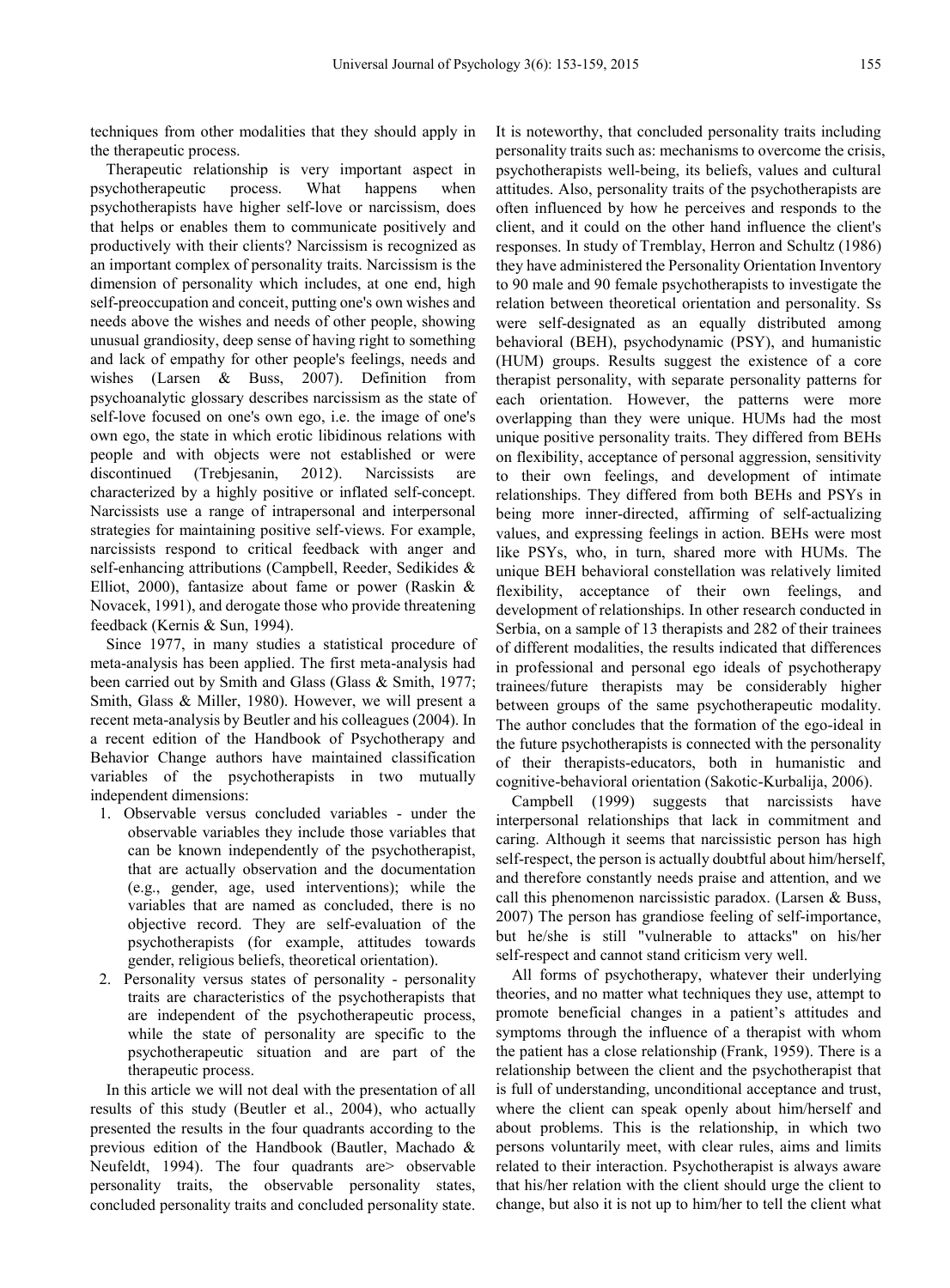techniques from other modalities that they should apply in the therapeutic process.

Therapeutic relationship is very important aspect in psychotherapeutic process. What happens when psychotherapists have higher self-love or narcissism, does that helps or enables them to communicate positively and productively with their clients? Narcissism is recognized as an important complex of personality traits. Narcissism is the dimension of personality which includes, at one end, high self-preoccupation and conceit, putting one's own wishes and needs above the wishes and needs of other people, showing unusual grandiosity, deep sense of having right to something and lack of empathy for other people's feelings, needs and wishes (Larsen & Buss, 2007). Definition from psychoanalytic glossary describes narcissism as the state of self-love focused on one's own ego, i.e. the image of one's own ego, the state in which erotic libidinous relations with people and with objects were not established or were discontinued (Trebjesanin, 2012). Narcissists are characterized by a highly positive or inflated self-concept. Narcissists use a range of intrapersonal and interpersonal strategies for maintaining positive self-views. For example, narcissists respond to critical feedback with anger and self-enhancing attributions (Campbell, Reeder, Sedikides & Elliot, 2000), fantasize about fame or power (Raskin & Novacek, 1991), and derogate those who provide threatening feedback (Kernis & Sun, 1994).

Since 1977, in many studies a statistical procedure of meta-analysis has been applied. The first meta-analysis had been carried out by Smith and Glass (Glass & Smith, 1977; Smith, Glass & Miller, 1980). However, we will present a recent meta-analysis by Beutler and his colleagues (2004). In a recent edition of the Handbook of Psychotherapy and Behavior Change authors have maintained classification variables of the psychotherapists in two mutually independent dimensions:

1. Observable versus concluded variables - under the observable variables they include those variables that can be known independently of the psychotherapist, that are actually observation and the documentation (e.g., gender, age, used interventions); while the variables that are named as concluded, there is no objective record. They are self-evaluation of the psychotherapists (for example, attitudes towards gender, religious beliefs, theoretical orientation).
2. Personality versus states of personality - personality traits are characteristics of the psychotherapists that are independent of the psychotherapeutic process, while the state of personality are specific to the psychotherapeutic situation and are part of the therapeutic process.

In this article we will not deal with the presentation of all results of this study (Beutler et al., 2004), who actually presented the results in the four quadrants according to the previous edition of the Handbook (Bautler, Machado & Neufeldt, 1994). The four quadrants are> observable personality traits, the observable personality states, concluded personality traits and concluded personality state. It is noteworthy, that concluded personality traits including personality traits such as: mechanisms to overcome the crisis, psychotherapists well-being, its beliefs, values and cultural attitudes. Also, personality traits of the psychotherapists are often influenced by how he perceives and responds to the client, and it could on the other hand influence the client's responses. In study of Tremblay, Herron and Schultz (1986) they have administered the Personality Orientation Inventory to 90 male and 90 female psychotherapists to investigate the relation between theoretical orientation and personality. Ss were self-designated as an equally distributed among behavioral (BEH), psychodynamic (PSY), and humanistic (HUM) groups. Results suggest the existence of a core therapist personality, with separate personality patterns for each orientation. However, the patterns were more overlapping than they were unique. HUMs had the most unique positive personality traits. They differed from BEHs on flexibility, acceptance of personal aggression, sensitivity to their own feelings, and development of intimate relationships. They differed from both BEHs and PSYs in being more inner-directed, affirming of self-actualizing values, and expressing feelings in action. BEHs were most like PSYs, who, in turn, shared more with HUMs. The unique BEH behavioral constellation was relatively limited flexibility, acceptance of their own feelings, and development of relationships. In other research conducted in Serbia, on a sample of 13 therapists and 282 of their trainees of different modalities, the results indicated that differences in professional and personal ego ideals of psychotherapy trainees/future therapists may be considerably higher between groups of the same psychotherapeutic modality. The author concludes that the formation of the ego-ideal in the future psychotherapists is connected with the personality of their therapists-educators, both in humanistic and cognitive-behavioral orientation (Sakotic-Kurbalija, 2006).

Campbell (1999) suggests that narcissists have interpersonal relationships that lack in commitment and caring. Although it seems that narcissistic person has high self-respect, the person is actually doubtful about him/herself, and therefore constantly needs praise and attention, and we call this phenomenon narcissistic paradox. (Larsen & Buss, 2007) The person has grandiose feeling of self-importance, but he/she is still "vulnerable to attacks" on his/her self-respect and cannot stand criticism very well.

All forms of psychotherapy, whatever their underlying theories, and no matter what techniques they use, attempt to promote beneficial changes in a patient's attitudes and symptoms through the influence of a therapist with whom the patient has a close relationship (Frank, 1959). There is a relationship between the client and the psychotherapist that is full of understanding, unconditional acceptance and trust, where the client can speak openly about him/herself and about problems. This is the relationship, in which two persons voluntarily meet, with clear rules, aims and limits related to their interaction. Psychotherapist is always aware that his/her relation with the client should urge the client to change, but also it is not up to him/her to tell the client what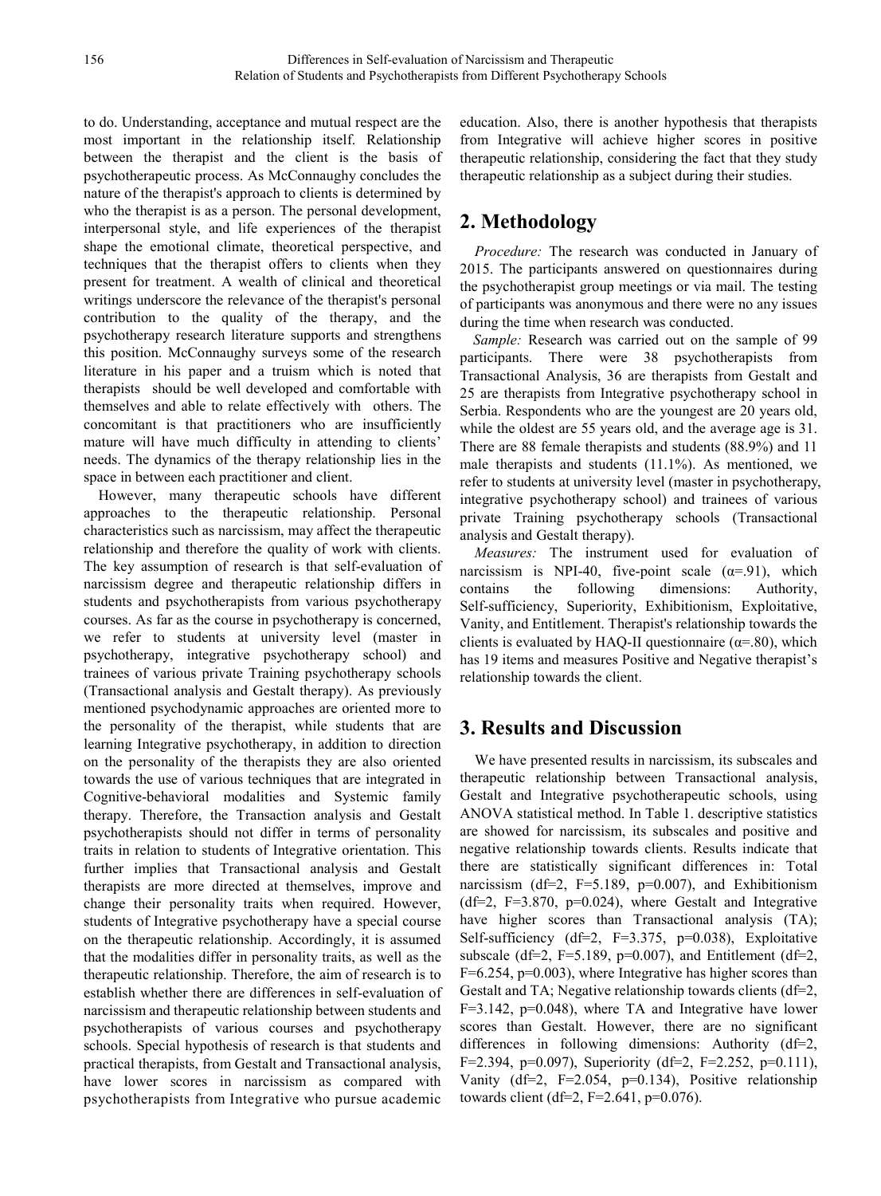to do. Understanding, acceptance and mutual respect are the most important in the relationship itself. Relationship between the therapist and the client is the basis of psychotherapeutic process. As McConnaughy concludes the nature of the therapist's approach to clients is determined by who the therapist is as a person. The personal development, interpersonal style, and life experiences of the therapist shape the emotional climate, theoretical perspective, and techniques that the therapist offers to clients when they present for treatment. A wealth of clinical and theoretical writings underscore the relevance of the therapist's personal contribution to the quality of the therapy, and the psychotherapy research literature supports and strengthens this position. McConnaughy surveys some of the research literature in his paper and a truism which is noted that therapists should be well developed and comfortable with themselves and able to relate effectively with others. The concomitant is that practitioners who are insufficiently mature will have much difficulty in attending to clients' needs. The dynamics of the therapy relationship lies in the space in between each practitioner and client.

However, many therapeutic schools have different approaches to the therapeutic relationship. Personal characteristics such as narcissism, may affect the therapeutic relationship and therefore the quality of work with clients. The key assumption of research is that self-evaluation of narcissism degree and therapeutic relationship differs in students and psychotherapists from various psychotherapy courses. As far as the course in psychotherapy is concerned, we refer to students at university level (master in psychotherapy, integrative psychotherapy school) and trainees of various private Training psychotherapy schools (Transactional analysis and Gestalt therapy). As previously mentioned psychodynamic approaches are oriented more to the personality of the therapist, while students that are learning Integrative psychotherapy, in addition to direction on the personality of the therapists they are also oriented towards the use of various techniques that are integrated in Cognitive-behavioral modalities and Systemic family therapy. Therefore, the Transaction analysis and Gestalt psychotherapists should not differ in terms of personality traits in relation to students of Integrative orientation. This further implies that Transactional analysis and Gestalt therapists are more directed at themselves, improve and change their personality traits when required. However, students of Integrative psychotherapy have a special course on the therapeutic relationship. Accordingly, it is assumed that the modalities differ in personality traits, as well as the therapeutic relationship. Therefore, the aim of research is to establish whether there are differences in self-evaluation of narcissism and therapeutic relationship between students and psychotherapists of various courses and psychotherapy schools. Special hypothesis of research is that students and practical therapists, from Gestalt and Transactional analysis, have lower scores in narcissism as compared with psychotherapists from Integrative who pursue academic education. Also, there is another hypothesis that therapists from Integrative will achieve higher scores in positive therapeutic relationship, considering the fact that they study therapeutic relationship as a subject during their studies.

## 2. Methodology

*Procedure:* The research was conducted in January of 2015. The participants answered on questionnaires during the psychotherapist group meetings or via mail. The testing of participants was anonymous and there were no any issues during the time when research was conducted.

*Sample:* Research was carried out on the sample of 99 participants. There were 38 psychotherapists from Transactional Analysis, 36 are therapists from Gestalt and 25 are therapists from Integrative psychotherapy school in Serbia. Respondents who are the youngest are 20 years old, while the oldest are 55 years old, and the average age is 31. There are 88 female therapists and students (88.9%) and 11 male therapists and students (11.1%). As mentioned, we refer to students at university level (master in psychotherapy, integrative psychotherapy school) and trainees of various private Training psychotherapy schools (Transactional analysis and Gestalt therapy).

*Measures:* The instrument used for evaluation of narcissism is NPI-40, five-point scale ($\alpha$=.91), which contains the following dimensions: Authority, Self-sufficiency, Superiority, Exhibitionism, Exploitative, Vanity, and Entitlement. Therapist's relationship towards the clients is evaluated by HAQ-II questionnaire ($\alpha$=.80), which has 19 items and measures Positive and Negative therapist's relationship towards the client.

## 3. Results and Discussion

We have presented results in narcissism, its subscales and therapeutic relationship between Transactional analysis, Gestalt and Integrative psychotherapeutic schools, using ANOVA statistical method. In Table 1. descriptive statistics are showed for narcissism, its subscales and positive and negative relationship towards clients. Results indicate that there are statistically significant differences in: Total narcissism (df=2, F=5.189, p=0.007), and Exhibitionism (df=2, F=3.870, p=0.024), where Gestalt and Integrative have higher scores than Transactional analysis (TA); Self-sufficiency (df=2, F=3.375, p=0.038), Exploitative subscale (df=2, F=5.189, p=0.007), and Entitlement (df=2, F=6.254, p=0.003), where Integrative has higher scores than Gestalt and TA; Negative relationship towards clients (df=2, F=3.142, p=0.048), where TA and Integrative have lower scores than Gestalt. However, there are no significant differences in following dimensions: Authority (df=2, F=2.394, p=0.097), Superiority (df=2, F=2.252, p=0.111), Vanity (df=2, F=2.054, p=0.134), Positive relationship towards client (df=2, F=2.641, p=0.076).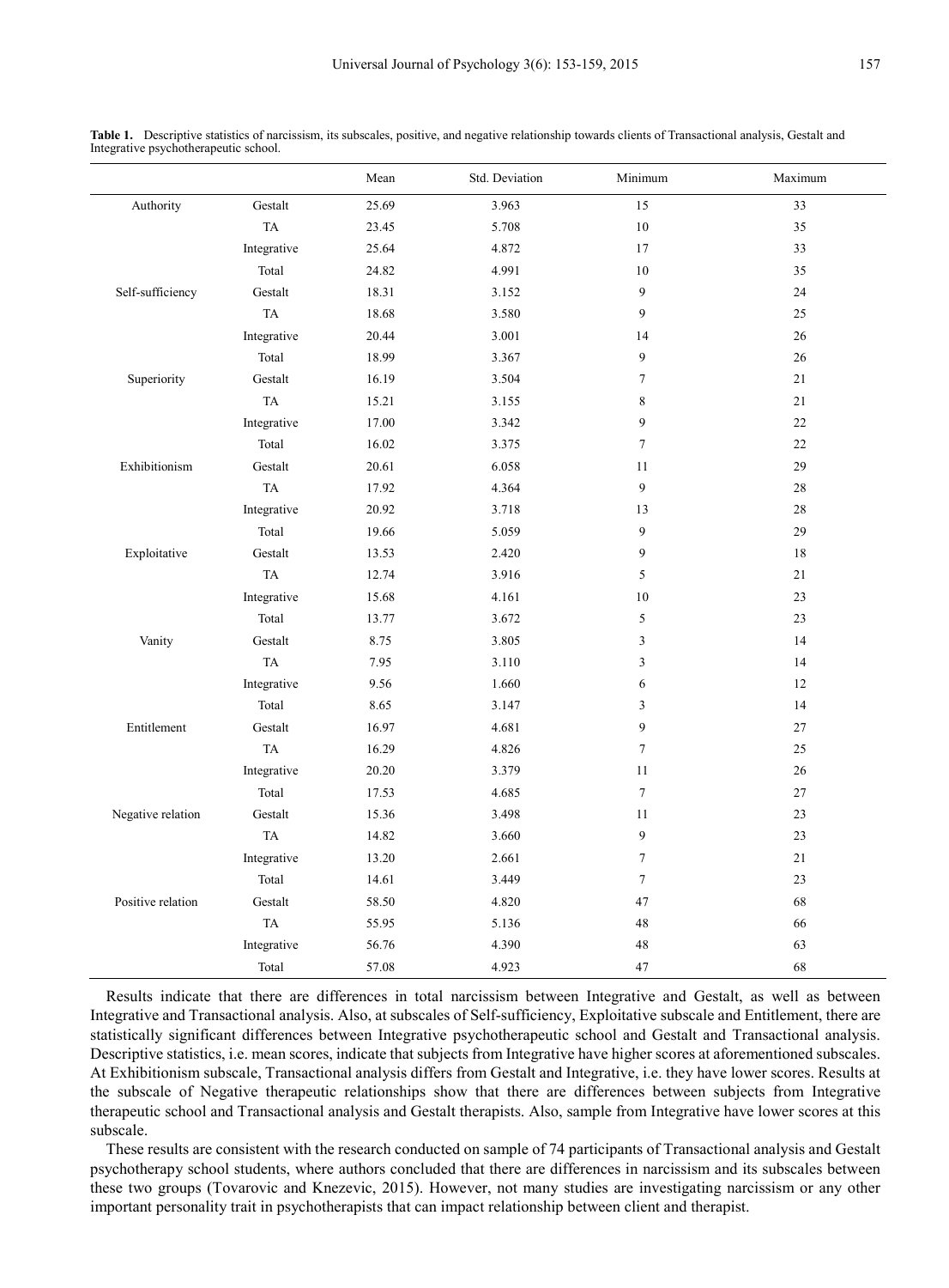**Table 1.** Descriptive statistics of narcissism, its subscales, positive, and negative relationship towards clients of Transactional analysis, Gestalt and Integrative psychotherapeutic school.

| | | Mean | Std. Deviation | Minimum | Maximum |
|---|---|---|---|---|---|
| Authority | Gestalt | 25.69 | 3.963 | 15 | 33 |
| | TA | 23.45 | 5.708 | 10 | 35 |
| | Integrative | 25.64 | 4.872 | 17 | 33 |
| | Total | 24.82 | 4.991 | 10 | 35 |
| Self-sufficiency | Gestalt | 18.31 | 3.152 | 9 | 24 |
| | TA | 18.68 | 3.580 | 9 | 25 |
| | Integrative | 20.44 | 3.001 | 14 | 26 |
| | Total | 18.99 | 3.367 | 9 | 26 |
| Superiority | Gestalt | 16.19 | 3.504 | 7 | 21 |
| | TA | 15.21 | 3.155 | 8 | 21 |
| | Integrative | 17.00 | 3.342 | 9 | 22 |
| | Total | 16.02 | 3.375 | 7 | 22 |
| Exhibitionism | Gestalt | 20.61 | 6.058 | 11 | 29 |
| | TA | 17.92 | 4.364 | 9 | 28 |
| | Integrative | 20.92 | 3.718 | 13 | 28 |
| | Total | 19.66 | 5.059 | 9 | 29 |
| Exploitative | Gestalt | 13.53 | 2.420 | 9 | 18 |
| | TA | 12.74 | 3.916 | 5 | 21 |
| | Integrative | 15.68 | 4.161 | 10 | 23 |
| | Total | 13.77 | 3.672 | 5 | 23 |
| Vanity | Gestalt | 8.75 | 3.805 | 3 | 14 |
| | TA | 7.95 | 3.110 | 3 | 14 |
| | Integrative | 9.56 | 1.660 | 6 | 12 |
| | Total | 8.65 | 3.147 | 3 | 14 |
| Entitlement | Gestalt | 16.97 | 4.681 | 9 | 27 |
| | TA | 16.29 | 4.826 | 7 | 25 |
| | Integrative | 20.20 | 3.379 | 11 | 26 |
| | Total | 17.53 | 4.685 | 7 | 27 |
| Negative relation | Gestalt | 15.36 | 3.498 | 11 | 23 |
| | TA | 14.82 | 3.660 | 9 | 23 |
| | Integrative | 13.20 | 2.661 | 7 | 21 |
| | Total | 14.61 | 3.449 | 7 | 23 |
| Positive relation | Gestalt | 58.50 | 4.820 | 47 | 68 |
| | TA | 55.95 | 5.136 | 48 | 66 |
| | Integrative | 56.76 | 4.390 | 48 | 63 |
| | Total | 57.08 | 4.923 | 47 | 68 |

Results indicate that there are differences in total narcissism between Integrative and Gestalt, as well as between Integrative and Transactional analysis. Also, at subscales of Self-sufficiency, Exploitative subscale and Entitlement, there are statistically significant differences between Integrative psychotherapeutic school and Gestalt and Transactional analysis. Descriptive statistics, i.e. mean scores, indicate that subjects from Integrative have higher scores at aforementioned subscales. At Exhibitionism subscale, Transactional analysis differs from Gestalt and Integrative, i.e. they have lower scores. Results at the subscale of Negative therapeutic relationships show that there are differences between subjects from Integrative therapeutic school and Transactional analysis and Gestalt therapists. Also, sample from Integrative have lower scores at this subscale.

These results are consistent with the research conducted on sample of 74 participants of Transactional analysis and Gestalt psychotherapy school students, where authors concluded that there are differences in narcissism and its subscales between these two groups (Tovarovic and Knezevic, 2015). However, not many studies are investigating narcissism or any other important personality trait in psychotherapists that can impact relationship between client and therapist.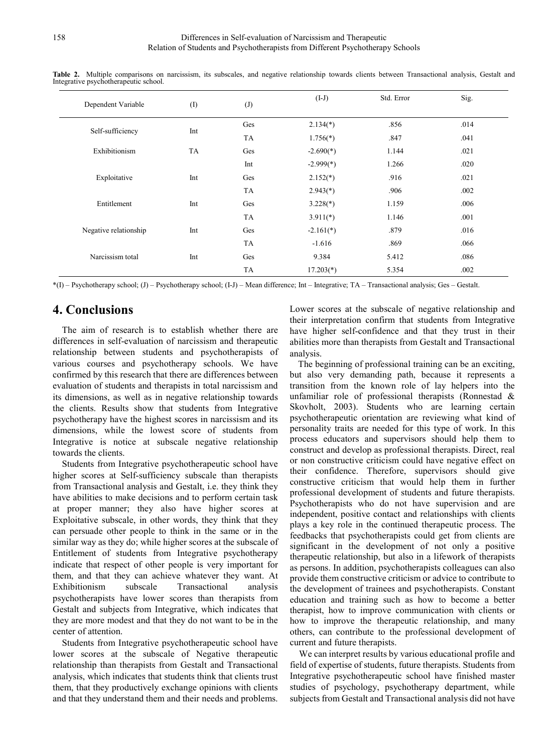**Table 2.** Multiple comparisons on narcissism, its subscales, and negative relationship towards clients between Transactional analysis, Gestalt and Integrative psychotherapeutic school.

| Dependent Variable | (I) | (J) | (I-J) | Std. Error | Sig. |
|---|---|---|---|---|---|
| Self-sufficiency | Int | Ges | 2.134(*) | .856 | .014 |
| | | TA | 1.756(*) | .847 | .041 |
| Exhibitionism | TA | Ges | -2.690(*) | 1.144 | .021 |
| | | Int | -2.999(*) | 1.266 | .020 |
| Exploitative | Int | Ges | 2.152(*) | .916 | .021 |
| | | TA | 2.943(*) | .906 | .002 |
| Entitlement | Int | Ges | 3.228(*) | 1.159 | .006 |
| | | TA | 3.911(*) | 1.146 | .001 |
| Negative relationship | Int | Ges | -2.161(*) | .879 | .016 |
| | | TA | -1.616 | .869 | .066 |
| Narcissism total | Int | Ges | 9.384 | 5.412 | .086 |
| | | TA | 17.203(*) | 5.354 | .002 |

*(I) – Psychotherapy school; (J) – Psychotherapy school; (I-J) – Mean difference; Int – Integrative; TA – Transactional analysis; Ges – Gestalt.

## 4. Conclusions

The aim of research is to establish whether there are differences in self-evaluation of narcissism and therapeutic relationship between students and psychotherapists of various courses and psychotherapy schools. We have confirmed by this research that there are differences between evaluation of students and therapists in total narcissism and its dimensions, as well as in negative relationship towards the clients. Results show that students from Integrative psychotherapy have the highest scores in narcissism and its dimensions, while the lowest score of students from Integrative is notice at subscale negative relationship towards the clients.

Students from Integrative psychotherapeutic school have higher scores at Self-sufficiency subscale than therapists from Transactional analysis and Gestalt, i.e. they think they have abilities to make decisions and to perform certain task at proper manner; they also have higher scores at Exploitative subscale, in other words, they think that they can persuade other people to think in the same or in the similar way as they do; while higher scores at the subscale of Entitlement of students from Integrative psychotherapy indicate that respect of other people is very important for them, and that they can achieve whatever they want. At Exhibitionism subscale Transactional analysis psychotherapists have lower scores than therapists from Gestalt and subjects from Integrative, which indicates that they are more modest and that they do not want to be in the center of attention.

Students from Integrative psychotherapeutic school have lower scores at the subscale of Negative therapeutic relationship than therapists from Gestalt and Transactional analysis, which indicates that students think that clients trust them, that they productively exchange opinions with clients and that they understand them and their needs and problems. Lower scores at the subscale of negative relationship and their interpretation confirm that students from Integrative have higher self-confidence and that they trust in their abilities more than therapists from Gestalt and Transactional analysis.

The beginning of professional training can be an exciting, but also very demanding path, because it represents a transition from the known role of lay helpers into the unfamiliar role of professional therapists (Ronnestad & Skovholt, 2003). Students who are learning certain psychotherapeutic orientation are reviewing what kind of personality traits are needed for this type of work. In this process educators and supervisors should help them to construct and develop as professional therapists. Direct, real or non constructive criticism could have negative effect on their confidence. Therefore, supervisors should give constructive criticism that would help them in further professional development of students and future therapists. Psychotherapists who do not have supervision and are independent, positive contact and relationships with clients plays a key role in the continued therapeutic process. The feedbacks that psychotherapists could get from clients are significant in the development of not only a positive therapeutic relationship, but also in a lifework of therapists as persons. In addition, psychotherapists colleagues can also provide them constructive criticism or advice to contribute to the development of trainees and psychotherapists. Constant education and training such as how to become a better therapist, how to improve communication with clients or how to improve the therapeutic relationship, and many others, can contribute to the professional development of current and future therapists.

We can interpret results by various educational profile and field of expertise of students, future therapists. Students from Integrative psychotherapeutic school have finished master studies of psychology, psychotherapy department, while subjects from Gestalt and Transactional analysis did not have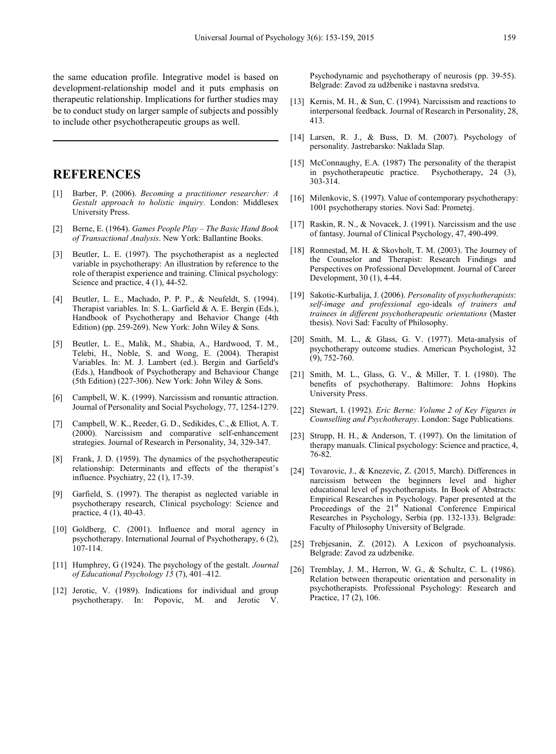the same education profile. Integrative model is based on development-relationship model and it puts emphasis on therapeutic relationship. Implications for further studies may be to conduct study on larger sample of subjects and possibly to include other psychotherapeutic groups as well.

---

## REFERENCES

[1] Barber, P. (2006). *Becoming a practitioner researcher: A Gestalt approach to holistic inquiry*. London: Middlesex University Press.

[2] Berne, E. (1964). *Games People Play – The Basic Hand Book of Transactional Analysis*. New York: Ballantine Books.

[3] Beutler, L. E. (1997). The psychotherapist as a neglected variable in psychotherapy: An illustration by reference to the role of therapist experience and training. Clinical psychology: Science and practice, 4 (1), 44-52.

[4] Beutler, L. E., Machado, P. P. P., & Neufeldt, S. (1994). Therapist variables. In: S. L. Garfield & A. E. Bergin (Eds.), Handbook of Psychotherapy and Behavior Change (4th Edition) (pp. 259-269). New York: John Wiley & Sons.

[5] Beutler, L. E., Malik, M., Shabia, A., Hardwood, T. M., Telebi, H., Noble, S. and Wong, E. (2004). Therapist Variables. In: M. J. Lambert (ed.). Bergin and Garfield's (Eds.), Handbook of Psychotherapy and Behaviour Change (5th Edition) (227-306). New York: John Wiley & Sons.

[6] Campbell, W. K. (1999). Narcissism and romantic attraction. Journal of Personality and Social Psychology, 77, 1254-1279.

[7] Campbell, W. K., Reeder, G. D., Sedikides, C., & Elliot, A. T. (2000). Narcissism and comparative self-enhancement strategies. Journal of Research in Personality, 34, 329-347.

[8] Frank, J. D. (1959). The dynamics of the psychotherapeutic relationship: Determinants and effects of the therapist's influence. Psychiatry, 22 (1), 17-39.

[9] Garfield, S. (1997). The therapist as neglected variable in psychotherapy research, Clinical psychology: Science and practice, 4 (1), 40-43.

[10] Goldberg, C. (2001). Influence and moral agency in psychotherapy. International Journal of Psychotherapy, 6 (2), 107-114.

[11] Humphrey, G (1924). The psychology of the gestalt. *Journal of Educational Psychology 15* (7), 401–412.

[12] Jerotic, V. (1989). Indications for individual and group psychotherapy. In: Popovic, M. and Jerotic V. Psychodynamic and psychotherapy of neurosis (pp. 39-55). Belgrade: Zavod za udžbenike i nastavna sredstva.

[13] Kernis, M. H., & Sun, C. (1994). Narcissism and reactions to interpersonal feedback. Journal of Research in Personality, 28, 413.

[14] Larsen, R. J., & Buss, D. M. (2007). Psychology of personality. Jastrebarsko: Naklada Slap.

[15] McConnaughy, E.A. (1987) The personality of the therapist in psychotherapeutic practice. Psychotherapy, 24 (3), 303-314.

[16] Milenkovic, S. (1997). Value of contemporary psychotherapy: 1001 psychotherapy stories. Novi Sad: Prometej.

[17] Raskin, R. N., & Novacek, J. (1991). Narcissism and the use of fantasy. Journal of Clinical Psychology, 47, 490-499.

[18] Ronnestad, M. H. & Skovholt, T. M. (2003). The Journey of the Counselor and Therapist: Research Findings and Perspectives on Professional Development. Journal of Career Development, 30 (1), 4-44.

[19] Sakotic-Kurbalija, J. (2006). *Personality* of *psychotherapists*: *self-image and professional ego*-ideals *of trainers and trainees in different psychotherapeutic orientations* (Master thesis). Novi Sad: Faculty of Philosophy.

[20] Smith, M. L., & Glass, G. V. (1977). Meta-analysis of psychotherapy outcome studies. American Psychologist, 32 (9), 752-760.

[21] Smith, M. L., Glass, G. V., & Miller, T. I. (1980). The benefits of psychotherapy. Baltimore: Johns Hopkins University Press.

[22] Stewart, I. (1992). *Eric Berne: Volume 2 of Key Figures in Counselling and Psychotherapy*. London: Sage Publications.

[23] Strupp, H. H., & Anderson, T. (1997). On the limitation of therapy manuals. Clinical psychology: Science and practice, 4, 76-82.

[24] Tovarovic, J., & Knezevic, Z. (2015, March). Differences in narcissism between the beginners level and higher educational level of psychotherapists. In Book of Abstracts: Empirical Researches in Psychology. Paper presented at the Proceedings of the 21st National Conference Empirical Researches in Psychology, Serbia (pp. 132-133). Belgrade: Faculty of Philosophy University of Belgrade.

[25] Trebjesanin, Z. (2012). A Lexicon of psychoanalysis. Belgrade: Zavod za udzbenike.

[26] Tremblay, J. M., Herron, W. G., & Schultz, C. L. (1986). Relation between therapeutic orientation and personality in psychotherapists. Professional Psychology: Research and Practice, 17 (2), 106.